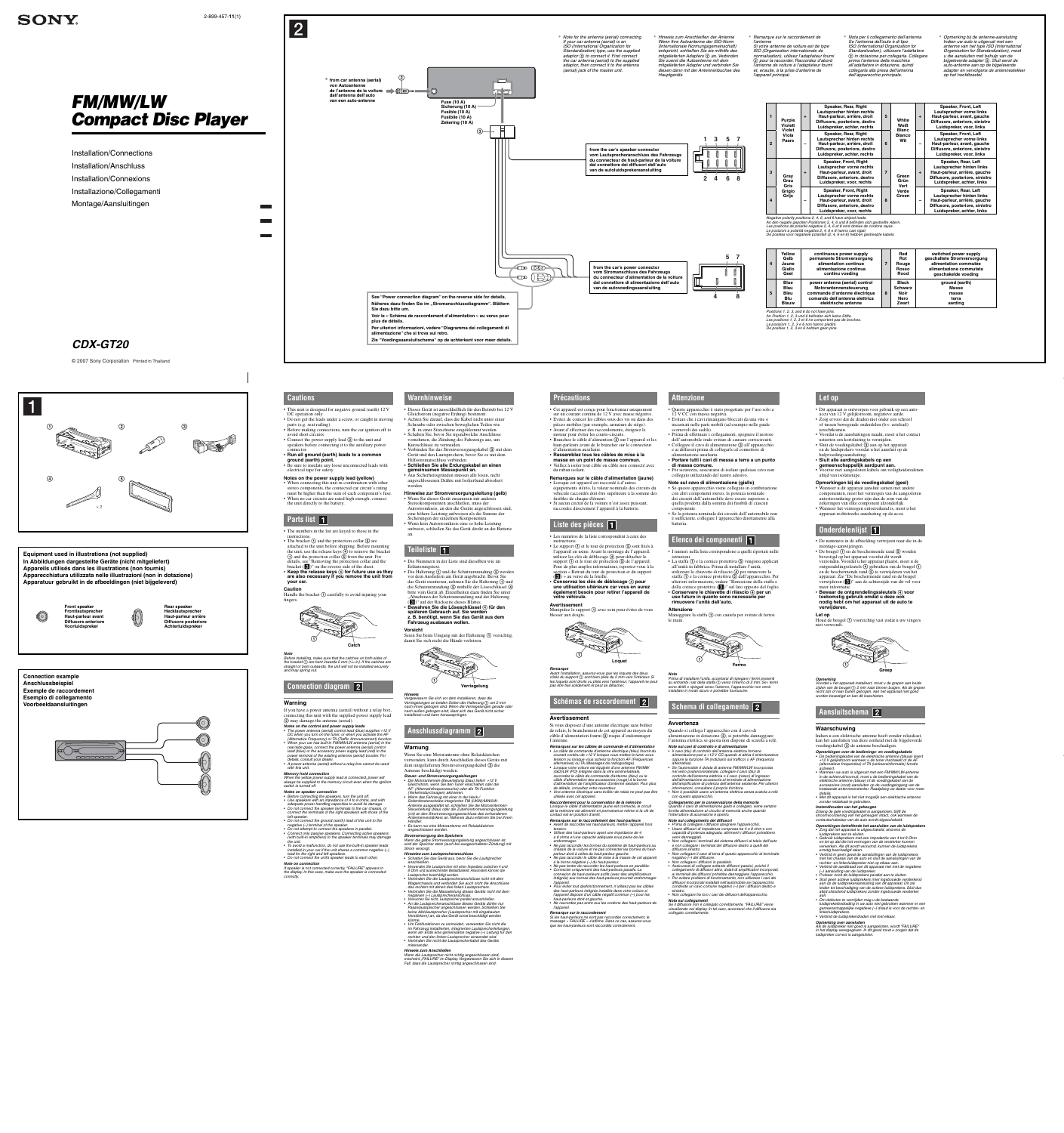# SONY

2-899-457-11(1)

# FM/MW/LW Compact Disc Player

Installation/Connections
Installation/Anschluss
Installation/Connexions
Installazione/Collegamenti
Montage/Aansluitingen

## CDX-GT20

© 2007 Sony Corporation Printed in Thailand

## 1

Equipment used in illustrations (not supplied)
In Abbildungen dargestellte Geräte (nicht mitgeliefert)
Appareils utilisés dans les illustrations (non fournis)
Apparecchiatura utilizzata nelle illustrazioni (non in dotazione)
Apparatuur gebruikt in de afbeeldingen (niet bijgeleverd)

Front speaker
Frontlautsprecher
Haut-parleur avant
Diffusore anteriore
Voorluidspreker

Rear speaker
Hecklautsprecher
Haut-parleur arrière
Diffusore posteriore
Achterluidspreker

Connection example
Anschlussbeispiel
Exemple de raccordement
Esempio di collegamento
Voorbeeldaansluitingen

## 2

\* from car antenna (aerial)
von Autoantenne
de l'antenne de la voiture
dall'antenna dell'auto
van een auto-antenne

Fuse (10 A)
Sicherung (10 A)
Fusible (10 A)
Fusibile (10 A)
Zekering (10 A)

from the car's speaker connector
vom Lautsprecheranschluss des Fahrzeugs
du connecteur de haut-parleur de la voiture
dal connettore dei diffusori dell'auto
van de autoluidsprekeraansluiting

from the car's power connector
vom Stromanschluss des Fahrzeugs
du connecteur d'alimentation de la voiture
dal connettore di alimentazione dell'auto
van de autovoedingsaansluiting

See "Power connection diagram" on the reverse side for details.
Näheres dazu finden Sie im „Stromanschlussdiagramm". Blättern Sie dazu bitte um.
Voir le « Schéma de raccordement d'alimentation » au verso pour plus de détails.
Per ulteriori informazioni, vedere "Diagramma dei collegamenti di alimentazione" che si trova sul retro.
Zie "Voedingsaansluitschema" op de achterkant voor meer details.

\* Note for the antenna (aerial) connecting
If your car antenna (aerial) is an ISO (International Organization for Standardization) type, use the supplied adaptor ② to connect it. First connect the car antenna (aerial) to the supplied adaptor, then connect it to the antenna (aerial) jack of the master unit.

\* Hinweis zum Anschließen der Antenne
Wenn Ihre Autoantenne der ISO-Norm (Internationale Normungsgemeinschaft) entspricht, schließen Sie sie mithilfe des mitgelieferten Adapters ② an. Verbinden Sie zuerst die Autoantenne mit dem mitgelieferten Adapter und verbinden Sie diesen dann mit der Antennenbuchse des Hauptgeräts.

\* Remarque sur le raccordement de l'antenne
Si votre antenne de voiture est de type ISO (Organisation internationale de normalisation), utilisez l'adaptateur fourni ② pour la raccorder. Raccordez d'abord l'antenne de voiture à l'adaptateur fourni et, ensuite, à la prise d'antenne de l'appareil principal.

\* Nota per il collegamento dell'antenna
Se l'antenna dell'auto è di tipo ISO (International Organization for Standardization), utilizzare l'adattatore ② in dotazione per collegarla. Collegare prima l'antenna della macchina all'adattatore in dotazione, quindi collegarla alla presa dell'antenna dell'apparecchio principale.

\* Opmerking bij de antenne-aansluiting
Indien uw auto is uitgerust met een antenne van het type ISO (International Organization for Standardization), moet u de aansluiten met behulp van de bijgeleverde adapter ②. Sluit eerst de auto-antenne aan op de bijgeleverde adapter en vervolgens de antenneaansluiter op het hoofdtoestel.

| | | | | | | | |
|---|---|---|---|---|---|---|---|
| 1 | Purple / Violett / Violet / Viola / Paars | + | Speaker, Rear, Right / Lautsprecher hinten rechts / Haut-parleur, arrière, droit / Diffusore, posteriore, destro / Luidspreker, achter, rechts | 5 | White / Weiß / Blanc / Bianco / Wit | + | Speaker, Front, Left / Lautsprecher vorne links / Haut-parleur, avant, gauche / Diffusore, anteriore, sinistro / Luidspreker, voor, links |
| 2 | | – | Speaker, Rear, Right / Lautsprecher hinten rechts / Haut-parleur, arrière, droit / Diffusore, posteriore, destro / Luidspreker, achter, rechts | 6 | | – | Speaker, Front, Left / Lautsprecher vorne links / Haut-parleur, avant, gauche / Diffusore, anteriore, sinistro / Luidspreker, voor, links |
| 3 | Gray / Grau / Gris / Grigio / Grijs | + | Speaker, Front, Right / Lautsprecher vorne rechts / Haut-parleur, avant, droit / Diffusore, anteriore, destro / Luidspreker, voor, rechts | 7 | Green / Grün / Vert / Verde / Groen | + | Speaker, Rear, Left / Lautsprecher hinten links / Haut-parleur, arrière, gauche / Diffusore, posteriore, sinistro / Luidspreker, achter, links |
| 4 | | – | Speaker, Front, Right / Lautsprecher vorne rechts / Haut-parleur, avant, droit / Diffusore, anteriore, destro / Luidspreker, voor, rechts | 8 | | – | Speaker, Rear, Left / Lautsprecher hinten links / Haut-parleur, arrière, gauche / Diffusore, posteriore, sinistro / Luidspreker, achter, links |

Negative polarity positions 2, 4, 6 and 8 have striped leads.
An den negativ gepolten Positionen 2, 4, 6 und 8 befinden sich gestreifte Adern.
Les positions de polarité négative 2, 4, 6 et 8 sont dotées de cordons rayés.
Le posizioni a polarità negativa 2, 4, 6 e 8 hanno cavi rigati.
De posities voor negatieve polariteit (2, 4, 6 en 8) hebben gestreepte kabels.

| | | | | | |
|---|---|---|---|---|---|
| 4 | Yellow / Gelb / Jaune / Giallo / Geel | continuous power supply / permanente Stromversorgung / alimentation continue / alimentazione continua / continu voeding | 7 | Red / Rot / Rouge / Rosso / Rood | switched power supply / geschaltete Stromversorgung / alimentation commutée / alimentazione commutata / geschakelde voeding |
| 5 | Blue / Blau / Bleu / Blu / Blauw | power antenna (aerial) control / Motorantennensteuerung / commande d'antenne électrique / comando dell'antenna elettrica / elektrische antenne | 8 | Black / Schwarz / Noir / Nero / Zwart | ground (earth) / Masse / masse / terra / aarding |

Positions 1, 2, 3, and 6 do not have pins.
An den Positionen 1, 2, 3 und 6 befinden sich keine Stifte.
Les positions 1, 2, 3 et 6 ne comportent pas de broches.
Le posizioni 1, 2, 3 e 6 non hanno piedini.
De posities 1, 2, 3 en 6 hebben geen pins.

## Cautions

- This unit is designed for negative ground (earth) 12 V DC operation only.
- Do not get the leads under a screw, or caught in moving parts (e.g. seat railing).
- Before making connections, turn the car ignition off to avoid short circuits.
- Connect the power supply lead ③ to the unit and speakers before connecting it to the auxiliary power connector.
- **Run all ground (earth) leads to a common ground (earth) point.**
- Be sure to insulate any loose unconnected leads with electrical tape for safety.

### Notes on the power supply lead (yellow)

- When connecting this unit in combination with other stereo components, the connected car circuit's rating must be higher than the sum of each component's fuse.
- When no car circuits are rated high enough, connect the unit directly to the battery.

## Parts list 1

- The numbers in the list are keyed to those in the instructions.
- The bracket ① and the protection collar ⑤ are attached to the unit before shipping. Before mounting the unit, use the release keys ④ to remove the bracket ① and the protection collar ⑤ from the unit. For details, see "Removing the protection collar and the bracket (3)" on the reverse side of the sheet.
- **Keep the release keys ④ for future use as they are also necessary if you remove the unit from your car.**

### Caution

Handle the bracket ① carefully to avoid injuring your fingers.

Catch

*Note*
*Before installing, make sure that the catches on both sides of the bracket ① are bent inwards 2 mm (3/32 in). If the catches are straight or bent outwards, the unit will not be installed securely and may spring out.*

## Connection diagram 2

### Warning

If you have a power antenna (aerial) without a relay box, connecting this unit with the supplied power supply lead ③ may damage the antenna (aerial).

*Notes on the control and power supply leads*
- *The power antenna (aerial) control lead (blue) supplies +12 V DC when you turn on the tuner, or when you activate the AF (Alternative Frequency) or TA (Traffic Announcement) function.*
- *When your car has built-in FM/MW/LW antenna (aerial) in the rear/side glass, connect the power antenna (aerial) control lead (blue) or the accessory power supply lead (red) to the power terminal of the existing antenna (aerial) booster. For details, consult your dealer.*
- *A power antenna (aerial) without a relay box cannot be used with this unit.*

*Memory hold connection*
*When the yellow power supply lead is connected, power will always be supplied to the memory circuit even when the ignition switch is turned off.*

*Notes on speaker connection*
- *Before connecting the speakers, turn the unit off.*
- *Use speakers with an impedance of 4 to 8 ohms, and with adequate power handling capacities to avoid its damage.*
- *Do not connect the speaker terminals to the car chassis, or connect the terminals of the right speakers with those of the left speaker.*
- *Do not connect the ground (earth) lead of this unit to the negative (–) terminal of the speaker.*
- *Do not attempt to connect the speakers in parallel.*
- *Connect only passive speakers. Connecting active speakers (with built-in amplifiers) to the speaker terminals may damage the unit.*
- *To avoid a malfunction, do not use the built-in speaker leads installed in your car if the unit shares a common negative (–) lead for the right and left speakers.*
- *Do not connect the unit's speaker leads to each other.*

*Note on connection*
*If speaker is not connected correctly, "FAILURE" appears in the display. In this case, make sure the speaker is connected correctly.*

## Warnhinweise

- Dieses Gerät ist ausschließlich für den Betrieb bei 12 V Gleichstrom (negative Erdung) bestimmt.
- Achten Sie darauf, dass die Kabel nicht unter einer Schraube oder zwischen beweglichen Teilen wie z. B. in einer Sitzschiene eingeklemmt werden.
- Schalten Sie, bevor Sie irgendwelche Anschlüsse vornehmen, die Zündung des Fahrzeugs aus, um Kurzschlüsse zu vermeiden.
- Verbinden Sie das Stromversorgungskabel ③ mit dem Gerät und den Lautsprechern, bevor Sie es mit dem Hilfsstromanschluss verbinden.
- **Schließen Sie alle Erdungskabel an einen gemeinsamen Massepunkt an.**
- Aus Sicherheitsgründen müssen alle losen, nicht angeschlossenen Drähte mit Isolierband abisoliert werden.

### Hinweise zur Stromversorgungsleitung (gelb)

- Wenn Sie dieses Gerät zusammen mit anderen Stereokomponenten anschließen, muss der Autostromkreis, an den die Geräte angeschlossen sind, eine höhere Leistung aufweisen als die Summe der Sicherungen der einzelnen Komponenten.
- Wenn kein Autostromkreis eine so hohe Leistung aufweist, schließen Sie das Gerät direkt an die Batterie an.

## Teileliste 1

- Die Nummern in der Liste sind dieselben wie im Erläuterungstext.
- Die Halterung ① und die Schutzumrandung ⑤ werden vor dem Ausliefern am Gerät angebracht. Bevor Sie das Gerät montieren, nehmen Sie die Halterung ① und die Schutzumrandung ⑤ mithilfe der Löseschlüssel ④ bitte vom Gerät ab. Erläuterungen dazu finden Sie unter „Abnehmen der Schutzumrandung und der Halterung (3)" auf der Rückseite dieses Blatts.
- **Bewahren Sie die Löseschlüssel ④ für den späteren Gebrauch auf. Sie werden z. B. benötigt, wenn Sie das Gerät aus dem Fahrzeug ausbauen wollen.**

### Vorsicht

Seien Sie beim Umgang mit der Halterung ① vorsichtig, damit Sie sich nicht die Hände verletzen.

Verriegelung

*Hinweis*
*Vergewissern Sie sich vor dem Installieren, dass die Verriegelungen an beiden Seiten der Halterung ① um 2 mm nach innen gebogen sind. Wenn die Verriegelungen gerade oder nach außen gebogen sind, lässt sich das Gerät nicht sicher installieren und kann herausspringen.*

## Anschlussdiagramm 2

### Warnung

Wenn Sie eine Motorantenne ohne Relaiskästchen verwenden, kann durch Anschließen dieses Geräts mit dem mitgelieferten Stromversorgungskabel ③ die Antenne beschädigt werden.

*Steuer- und Stromversorgungsleitungen*
- *Die Motorantennen-Steuerleitung (blau) liefert +12 V Gleichstrom, wenn Sie den Tuner einschalten oder die AF- (Alternativfrequenzen) oder die TA-Funktion (Verkehrsdurchsagen) aktivieren.*
- *Wenn das Fahrzeug mit einer in der Heck-/Seitenfensterscheibe integrierten FM-(UKW)/MW/LW-Antenne ausgestattet ist, schließen Sie die Motorantennen-Steuerleitung (blau) oder die Zubehörstromversorgungsleitung (rot) an den Stromversorgungsanschluss des vorhandenen Antennenverstärkers an. Näheres dazu erfahren Sie bei Ihrem Händler.*
- *Es kann nur eine Motorantenne mit Relaiskästchen angeschlossen werden.*

*Stromversorgung des Speichers*
*Wenn die gelbe Stromversorgungsleitung angeschlossen ist, wird der Speicher stets (auch bei ausgeschalteter Zündung) mit Strom versorgt.*

*Hinweise zum Lautsprecheranschluss*
- *Schalten Sie das Gerät aus, bevor Sie die Lautsprecher anschließen.*
- *Verwenden Sie Lautsprecher mit einer Impedanz zwischen 4 und 8 Ohm und ausreichender Belastbarkeit. Ansonsten können die Lautsprecher beschädigt werden.*
- *Verbinden Sie die Lautsprecheranschlüsse nicht mit dem Wagenchassis und verbinden Sie auch nicht die Anschlüsse der rechten mit denen der linken Lautsprecher.*
- *Verbinden Sie die Masseleitung dieses Geräts nicht mit dem negativen (–) Lautsprecheranschluss.*
- *Versuchen Sie nicht, Lautsprecher parallel anzuschließen.*
- *An die Lautsprecheranschlüsse dieses Geräts dürfen nur Passivlautsprecher angeschlossen werden. Schließen Sie keine Aktivlautsprecher (Lautsprecher mit eingebauten Verstärkern) an, da das Gerät sonst beschädigt werden könnte.*
- *Um Fehlfunktionen zu vermeiden, verwenden Sie nicht die im Fahrzeug installierten, integrierten Lautsprecherleitungen, wenn am Gerät eine gemeinsame negative (–) Leitung für den rechten und den linken Lautsprecher verwendet wird.*
- *Verbinden Sie die Lautsprecherkabel des Geräts miteinander.*

*Hinweis zum Anschließen*
*Wenn die Lautsprecher nicht richtig angeschlossen sind, erscheint „FAILURE" im Display. Vergewissern Sie sich in diesem Fall, dass die Lautsprecher richtig angeschlossen sind.*

## Précautions

- Cet appareil est conçu pour fonctionner uniquement sur un courant continu de 12 V avec masse négative.
- Évitez de coincer les câbles sous des vis ou dans des pièces mobiles (par exemple, armature de siège).
- Avant d'effectuer des raccordements, éteignez le moteur pour éviter les courts-circuits.
- Branchez le câble d'alimentation ③ sur l'appareil et les haut-parleurs avant de le brancher sur le connecteur d'alimentation auxiliaire.
- **Rassemblez tous les câbles de mise à la masse en un point de masse commun.**
- Veillez à isoler tout câble ou câble non connecté avec du ruban isolant.

### Remarques sur le câble d'alimentation (jaune)

- Lorsque cet appareil est raccordé à d'autres équipements stéréo, la valeur nominale des circuits du véhicule raccordés doit être supérieure à la somme des fusibles de chaque élément.
- Si aucun circuit de la voiture n'est assez puissant, raccordez directement l'appareil à la batterie.

## Liste des pièces 1

- Les numéros de la liste correspondent à ceux des instructions.
- Le support ① et le tour de protection ⑤ sont fixés à l'appareil en usine. Avant le montage de l'appareil, utilisez les clés de déblocage ④ pour détacher le support ① et le tour de protection ⑤ de l'appareil. Pour de plus amples informations, reportez-vous à la section « Retrait du tour de protection et du support (3) » au verso de la feuille.
- **Conservez les clés de déblocage ④ pour une utilisation ultérieure car vous en aurez également besoin pour retirer l'appareil de votre véhicule.**

### Avertissement

Manipulez le support ① avec soin pour éviter de vous blesser aux doigts.

Loquet

*Remarque*
*Avant l'installation, assurez-vous que les loquets des deux côtés du support ① sont bien pliés de 2 mm vers l'intérieur. Si les loquets sont droits ou pliés vers l'extérieur, l'appareil ne peut pas être fixé solidement et peut se détacher.*

## Schémas de raccordement 2

### Avertissement

Si vous disposez d'une antenne électrique sans boîtier de relais, le branchement de cet appareil au moyen du câble d'alimentation fourni ③ risque d'endommager l'antenne.

*Remarques sur les câbles de commande et d'alimentation*
- *Le câble de commande d'antenne électrique (bleu) fournit du courant continu de +12 V lorsque vous mettez le tuner sous tension ou lorsque vous activez la fonction AF (Fréquences alternatives) ou TA (Messages de radioguidage).*
- *Lorsque votre voiture est équipée d'une antenne FM/MW (GO)/LW (PO) intégrée dans la vitre arrière/latérale, raccordez le câble de commande d'antenne (bleu) ou le câble d'alimentation des accessoires (rouge) à la borne d'alimentation de l'amplificateur d'antenne existant. Pour plus de détails, consultez votre revendeur.*
- *Une antenne électrique sans boîtier de relais ne peut pas être utilisée avec cet appareil.*

*Raccordement pour la conservation de la mémoire*
*Lorsque le câble d'alimentation jaune est connecté, le circuit de la mémoire est alimenté en permanence même si la clé de contact est en position d'arrêt.*

*Remarques sur le raccordement des haut-parleurs*
- *Avant de raccorder les haut-parleurs, mettez l'appareil hors tension.*
- *Utilisez des haut-parleurs ayant une impédance de 4 à 8 ohms et une capacité adéquate sous peine de les endommager.*
- *Ne pas raccorder les bornes du système de haut-parleurs au châssis de la voiture et ne pas connecter les bornes du haut-parleur droit à celles du haut-parleur gauche.*
- *Ne pas raccorder le câble de mise à la masse de cet appareil à la borne négative (–) du haut-parleur.*
- *Ne pas tenter de raccorder les haut-parleurs en parallèle.*
- *Connectez uniquement des haut-parleurs passifs. La connexion de haut-parleurs actifs (avec des amplificateurs intégrés) aux bornes des haut-parleurs pourrait endommager l'appareil.*
- *Pour éviter tout dysfonctionnement, n'utilisez pas les câbles des haut-parleurs intégrés installés dans votre voiture si l'appareil dispose d'un câble négatif commun (–) pour les haut-parleurs droit et gauche.*
- *Ne raccordez pas entre eux les cordons des haut-parleurs de l'appareil.*

*Remarque sur le raccordement*
*Si les haut-parleurs ne sont pas raccordés correctement, le message « FAILURE » s'affiche. Dans ce cas, assurez-vous que les haut-parleurs sont raccordés correctement.*

## Attenzione

- Questo apparecchio è stato progettato per l'uso solo a 12 V CC con massa negativa.
- Evitare che i cavi rimangano bloccati da una vite o incastrati nelle parti mobili (ad esempio nelle guide scorrevoli dei sedili).
- Prima di effettuare i collegamenti, spegnere il motore dell'automobile onde evitare di causare cortocircuiti.
- Collegare il cavo di alimentazione ③ all'apparecchio e ai diffusori prima di collegarlo al connettore di alimentazione ausiliaria.
- **Portare tutti i cavi di messa a terra a un punto di messa a terra comune.**
- Per sicurezza, assicurarsi di isolare qualsiasi cavo non collegato utilizzando del nastro adesivo.

### Note sul cavo di alimentazione (giallo)

- Se questo apparecchio viene collegato in combinazione con altri componenti stereo, la potenza nominale dei circuiti dell'automobile deve essere superiore a quella prodotta dalla somma dei fusibili di ciascun componente.
- Se la potenza nominale dei circuiti dell'automobile non è sufficiente, collegare l'apparecchio direttamente alla batteria.

## Elenco dei componenti 1

- I numeri nella lista corrispondono a quelli riportati nelle istruzioni.
- La staffa ① e la cornice protettiva ⑤ vengono applicati all'unità in fabbrica. Prima di installare l'unità, utilizzare le chiavette di rilascio ④ per rimuovere la staffa ① e la cornice protettiva ⑤ dall'apparecchio. Per ulteriori informazioni, vedere "Rimozione della staffa e della cornice protettiva (3)" sul lato opposto del foglio.
- **Conservare le chiavette di rilascio ④ per un uso futuro in quanto sono necessarie per rimuovere l'unità dall'auto.**

### Attenzione

Maneggiare la staffa ① con cautela per evitare di ferirsi le mani.

Fermo

*Nota*
*Prima di installare l'unità, accertarsi di ripiegare i fermi presenti su entrambi i lati della staffa ① verso l'interno di 2 mm. Se i fermi sono diritti o ripiegati verso l'esterno, l'apparecchio non verrà installato in modo sicuro e potrebbe fuoriuscire.*

## Schema di collegamento 2

### Avvertenza

Quando si collega l'apparecchio con il cavo di alimentazione in dotazione ③, si potrebbe danneggiare l'antenna elettrica se questa non dispone di scatola a relè.

*Note sui cavi di controllo e di alimentazione*
- *Il cavo (blu) di controllo dell'antenna elettrica fornisce alimentazione pari a +12 V CC quando si attiva il sintonizzatore oppure le funzioni TA (notiziario sul traffico) e AF (frequenze alternative).*
- *Se l'automobile è dotata di antenna FM/MW/LW incorporata nel vetro posteriore/laterale, collegare il cavo (blu) di controllo dell'antenna elettrica o il cavo (rosso) di ingresso dell'alimentazione accessoria al terminale di alimentazione dell'amplificatore di potenza dell'antenna esistente. Per ulteriori informazioni, rivolgersi al rivenditore.*
- *Non è possibile usare un'antenna elettrica senza scatola a relè con questo apparecchio.*

*Collegamento per la conservazione della memoria*
*Quando il cavo di alimentazione giallo è collegato, viene sempre fornita alimentazione al circuito di memoria anche quando l'interruttore di accensione è spento.*

*Note sul collegamento dei diffusori*
- *Prima di collegare i diffusori spegnere l'apparecchio.*
- *Usare diffusori di impedenza compresa tra 4 e 8 ohm e con capacità di potenza adeguata, altrimenti i diffusori potrebbero venire danneggiati.*
- *Non collegare i terminali del sistema diffusori al telaio dell'auto e non collegare i terminali del diffusore destro a quelli del diffusore sinistro.*
- *Non collegare il cavo di terra di questo apparecchio al terminale negativo (–) del diffusore.*
- *Non collegare i diffusori in parallelo.*
- *Assicurarsi di collegare soltanto diffusori passivi, poiché il collegamento di diffusori attivi (dotati di amplificatori incorporati) ai terminali dei diffusori potrebbe danneggiare l'apparecchio.*
- *Per evitare problemi di funzionamento, non utilizzare i cavi dei diffusori incorporati installati nell'automobile se l'apparecchio condivide un cavo comune negativo (–) per i diffusori destro e sinistro.*
- *Non collegare tra loro i cavi dei diffusori dell'apparecchio.*

*Nota sul collegamento*
*Se il diffusore non è collegato correttamente, "FAILURE" viene visualizzato nel display. In tal caso, accertarsi che il diffusore sia collegato correttamente.*

## Let op

- Dit apparaat is ontworpen voor gebruik op een auto-accu van 12 V gelijkstroom, negatieve aarde.
- Zorg ervoor dat de draden niet onder een schroef of tussen bewegende onderdelen (b.v. zetelrail) terechtkomen.
- Voordat u de aansluitingen maakt, moet u het contact uitzetten om kortsluiting te vermijden.
- Sluit de voedingskabel ③ aan op het apparaat en de luidsprekers voordat u het aansluit op de hulpvoedingsaansluiting.
- **Sluit alle aardingskabels op een gemeenschappelijk aardpunt aan.**
- Voorzie niet aangesloten kabels om veiligheidsredenen altijd van isolatietape.

### Opmerkingen bij de voedingskabel (geel)

- Wanneer u dit apparaat aansluit samen met andere componenten, moet het vermogen van de aangesloten autostroomkring groter zijn dan de som van de zekeringen van elke component afzonderlijk.
- Wanneer het vermogen ontoereikend is, moet u het apparaat rechtstreeks aansluiting op de accu.

## Onderdelenlijst 1

- De nummers in de afbeelding verwijzen naar die in de montage-aanwijzingen.
- De beugel ① en de beschermende rand ⑤ worden bevestigd op het apparaat voordat dit wordt verzonden. Voordat u het apparaat plaatst, moet u de ontgrendelingssleutels ④ gebruiken om de beugel ① en de beschermende rand ⑤ te verwijderen van het apparaat. Zie "De beschermende rand en de beugel verwijderen (3)" aan de achterzijde van dit vel voor meer informatie.
- **Bewaar de ontgrendelingssleutels ④ voor toekomstig gebruik omdat u deze ook nodig hebt om het apparaat uit de auto te verwijderen.**

### Let op

Houd de beugel ① voorzichtig vast zodat u uw vingers niet verwondt.

Greep

*Opmerking*
*Voordat u het apparaat installeert, moet u de grepen aan beide zijden van de beugel ① 2 mm naar binnen buigen. Als de grepen recht zijn of naar buiten gebogen, kan het apparaat niet goed worden bevestigd en kan dit losschieten.*

## Aansluitschema 2

### Waarschuwing

Indien u een elektrische antenne heeft zonder relaiskast, kan het aansluiten van deze eenheid met de bijgeleverde voedingskabel ③ de antenne beschadigen.

*Opmerkingen over de bedienings- en voedingskabels*
- *De bedieningskabel van de elektrische antenne (blauw) levert +12 V gelijkstroom wanneer u de tuner inschakelt of de AF (alternatieve frequentie) of TA (verkeersinformatie) functie activeert.*
- *Wanneer uw auto is uitgerust met een FM/MW/LW-antenne in de achterruit/zijruit, moet u de bedieningskabel van de elektrische antenne (blauw) of de voedingskabel van de accessoires (rood) aansluiten op de voedingsaansluiting van de bestaande antenneversterker. Raadpleeg uw dealer voor meer details.*
- *Met dit apparaat is het niet mogelijk een elektrische antenne zonder relaiskast te gebruiken.*

*Instandhouden van het geheugen*
*Zolang de gele voedingskabel is aangesloten, blijft de stroomvoorziening van het geheugen intact, ook wanneer de contactsleutel naar de aan-uit wordt uitgeschakeld.*

*Opmerkingen betreffende het aansluiten van de luidsprekers*
- *Zorg dat het apparaat is uitgeschakeld, alvorens de luidsprekers aan te sluiten.*
- *Gebruik luidsprekers met een impedantie van 4 tot 8 Ohm en let op dat die het vermogen van de versterker kunnen verwerken. Als dit wordt verzuimd, kunnen de luidsprekers ernstig beschadigd raken.*
- *Verbind in geen geval de aansluitingen van de luidsprekers met het chassis van de auto en sluit de aansluitingen van de rechter- en linkerluidspreker niet op elkaar aan.*
- *Verbind de aardkabel van dit apparaat niet met de negatieve (–) aansluiting van de luidspreker.*
- *Probeer nooit de luidsprekers parallel aan te sluiten.*
- *Sluit geen actieve luidsprekers (met ingebouwde versterkers) aan op de luidsprekeraansluiting van dit apparaat. Dit zal leiden tot beschadiging van de actieve luidsprekers. Sluit dus altijd afstand luidsprekers zonder ingebouwde versterker aan.*
- *Om defecten te vermijden mag u de bestaande luidsprekerbedrading in uw auto niet gebruiken wanneer er een gemeenschappelijke negatieve (–) draad is voor de rechter- en linkerluidsprekers.*
- *Verbind de luidsprekerdraden niet met elkaar.*

*Opmerking over aansluiten*
*Als de luidspreker niet goed is aangesloten, wordt "FAILURE" in het display weergegeven. In dit geval moet u zorgen dat de luidspreker correct is aangesloten.*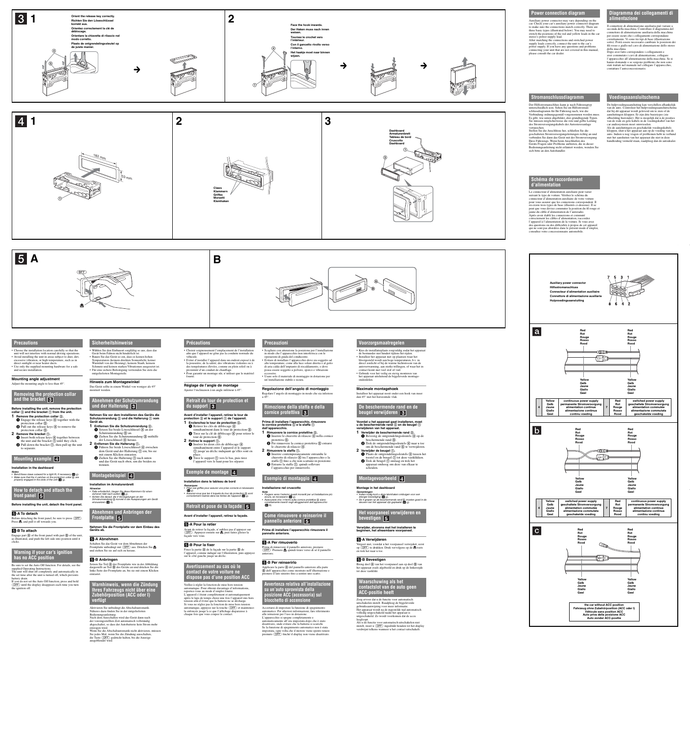**3** **1**

Orient the release key correctly.
Richten Sie den Löseschlüssel korrekt aus.
Orientez correctement la clé de déblocage.
Orientare la chiavetta di rilascio nel modo corretto.
Plaats de ontgrendelingssleutel op de juiste manier.

**2**

Face the hook inwards.
Der Haken muss nach innen weisen.
Tournez le crochet vers l'intérieur.
Con il gancetto rivolto verso l'interno.
Het haakje moet naar binnen wijzen.

**4** **1**

182 mm
53 mm

**2**

Claws
Klammern
Griffes
Morsetti
Klemhaken

**3**

Dashboard
Armaturenbrett
Tableau de bord
Cruscotto
Dashboard

**5** **A**

OFF

**B**

## Power connection diagram

Auxiliary power connector may vary depending on the car. Check your car's auxiliary power connector diagram to make sure the connections match correctly. There are three basic types (illustrated below). You may need to switch the positions of the red and yellow leads in the car stereo's power supply lead.
After matching the connections and switched power supply leads correctly, connect the unit to the car's power supply. If you have any questions and problems connecting your unit that are not covered in this manual, please consult the car dealer.

## Diagramma dei collegamenti di alimentazione

Il connettore di alimentazione ausiliaria può variare a seconda della macchina. Controllare il diagramma del connettore di alimentazione ausiliaria della macchina per essere sicuri che i collegamenti corrispondano correttamente. Vi sono tre tipi di base (illustrazione sotto). Potrà essere necessario cambiare le posizioni dei fili rosso e giallo nel cavo di alimentazione dello stereo della macchina.
Dopo aver fatto corrispondere i collegamenti e aver commutato i cavi di alimentazione, collegare l'apparecchio all'alimentazione della macchina. Se si hanno domande o se sorgono problemi che non sono stati trattati nel manuale per collegare l'apparecchio, contattare l'autoconcessionario.

## Stromanschlussdiagramm

Der Hilfsstromanschluss kann je nach Fahrzeugtyp unterschiedlich sein. Sehen Sie im Hilfsstromanschlussdiagramm für Ihr Fahrzeug nach, wie die Verbindung ordnungsgemäß vorgenommen werden muss. Es gibt, wie unten abgebildet, drei grundlegende Typen. Sie müssen möglicherweise die rote und gelbe Leitung des Stromversorgungskabels der Autostereoanlage vertauschen.
Stellen Sie die Anschlüsse her, schließen Sie die geschalteten Stromversorgungsleitungen richtig an und verbinden Sie dann das Gerät mit der Stromversorgung Ihres Fahrzeugs. Wenn beim Anschließen des Geräts Fragen oder Probleme auftreten, die in dieser Bedienungsanleitung nicht erläutert werden, wenden Sie sich bitte an den Autohändler.

## Voedingsaansluitschema

De hulpvoedingsaansluiting kan verschillen afhankelijk van de auto. Controleer het hulpvoedingsaansluitschema dat bij uw apparaat werd geleverd om te zien of de aansluitingen kloppen. Er zijn drie basistypes (zie afbeelding hieronder). Het is mogelijk dat u de posities van de rode en gele kabels in de voedingskabel van het car audiosysteem moet omwisselen.
Als de aansluitingen en geschakelde voedingskabels kloppen, sluit u het apparaat aan op de voeding van de auto. Indien u nog vragen of problemen hebt in verband met het aansluiten van het apparaat die niet in deze handleiding vermeld staan, raadpleeg dan de autodealer.

## Schéma de raccordement d'alimentation

Le connecteur d'alimentation auxiliaire peut varier suivant le type de voiture. Vérifiez le schéma du connecteur d'alimentation auxiliaire de votre voiture pour vous assurer que les connexions correspondent. Il en existe trois types de base (illustrés ci-dessous). Il se peut que vous deviez commuter la position du fil rouge et jaune du câble d'alimentation de l'autoradio.
Après avoir établi les connexions et commuté correctement les câbles d'alimentation, raccordez l'appareil à l'alimentation de la voiture. Si vous avez des questions ou des difficultés à propos de cet appareil qui ne sont pas abordées dans le présent mode d'emploi, consultez votre concessionnaire automobile.

Auxiliary power connector
Hilfsstromanschluss
Connecteur d'alimentation auxiliaire
Connettore di alimentazione ausiliaria
Hulpvoedingsaansluiting

7 5 3 1
8 6 4 2

**a**

Red / Rot / Rouge / Rosso / Rood
Yellow / Gelb / Jaune / Giallo / Geel

| | | | | | |
|---|---|---|---|---|---|
| 4 | Yellow<br>Gelb<br>Jaune<br>Giallo<br>Geel | continuous power supply<br>permanente Stromversorgung<br>alimentation continue<br>alimentazione continua<br>continu voeding | 7 | Red<br>Rot<br>Rouge<br>Rosso<br>Rood | switched power supply<br>geschaltete Stromversorgung<br>alimentation commutée<br>alimentazione commutata<br>geschakelde voeding |

**b**

Red / Rot / Rouge / Rosso / Rood
Yellow / Gelb / Jaune / Giallo / Geel

| | | | | | |
|---|---|---|---|---|---|
| 4 | Yellow<br>Gelb<br>Jaune<br>Giallo<br>Geel | switched power supply<br>geschaltete Stromversorgung<br>alimentation commutée<br>alimentazione commutata<br>geschakelde voeding | 7 | Red<br>Rot<br>Rouge<br>Rosso<br>Rood | continuous power supply<br>permanente Stromversorgung<br>alimentation continue<br>alimentazione continua<br>continu voeding |

**c**

Red / Rot / Rouge / Rosso / Rood
Yellow / Gelb / Jaune / Giallo / Geel

the car without ACC position
Fahrzeug ohne Zubehörposition (ACC oder I)
Véhicule sans position ACC
Auto priva della posizione ACC
Auto zonder ACC-positie

## Precautions

- Choose the installation location carefully so that the unit will not interfere with normal driving operations.
- Avoid installing the unit in areas subject to dust, dirt, excessive vibration, or high temperature, such as in direct sunlight or near heater ducts.
- Use only the supplied mounting hardware for a safe and secure installation.

### Mounting angle adjustment

Adjust the mounting angle to less than 45°.

## Removing the protection collar and the bracket 3

**Before installing the unit, remove the protection collar ⑤ and the bracket ① from the unit.**

**1 Remove the protection collar ⑤.**
❶ Engage the release keys ④ together with the protection collar ⑤.
❷ Pull out the release keys ④ to remove the protection collar ⑤.

**2 Remove the bracket ①.**
❶ Insert both release keys ④ together between the unit and the bracket ① until they click.
❷ Pull down the bracket ①, then pull up the unit to separate.

## Mounting example 4

### Installation in the dashboard

*Notes*
- *Bend these claws outward for a tight fit, if necessary (4-2).*
- *Make sure that the 4 catches on the protection collar ⑤ are properly engaged in the slots of the unit (4-3).*

## How to detach and attach the front panel 5

**Before installing the unit, detach the front panel.**

### 5-A To detach

Before detaching the front panel, be sure to press (OFF). Press ⏏, and pull it off towards you.

### 5-B To attach

Engage part Ⓐ of the front panel with part Ⓑ of the unit, as illustrated, and push the left side into position until it clicks.

## Warning if your car's ignition has no ACC position

Be sure to set the Auto Off function. For details, see the supplied Operating Instructions.
The unit will shut off completely and automatically in the set time after the unit is turned off, which prevents battery drain.
If you do not set the Auto Off function, press and hold (OFF) until the display disappears each time you turn the ignition off.

## Sicherheitshinweise

- Wählen Sie den Einbauort sorgfältig so aus, dass das Gerät beim Fahren nicht hinderlich ist.
- Bauen Sie das Gerät so ein, dass es keinen hohen Temperaturen (keinem direkten Sonnenlicht, keiner Warmluft von der Heizung), keinem Staub, keinem Schmutz und keinen starken Vibrationen ausgesetzt ist.
- Für eine sichere Befestigung verwenden Sie stets die mitgelieferten Montageteile.

### Hinweis zum Montagewinkel

Das Gerät sollte in einem Winkel von weniger als 45° montiert werden.

## Abnehmen der Schutzumrandung und der Halterung 3

**Nehmen Sie vor dem Installieren des Geräts die Schutzumrandung ⑤ und die Halterung ① vom Gerät ab.**

**1 Entfernen Sie die Schutzumrandung ⑤.**
❶ Setzen Sie beide Löseschlüssel ④ an der Schutzumrandung ⑤ an.
❷ Ziehen Sie die Schutzumrandung ⑤ mithilfe der Löseschlüssel ④ heraus.

**2 Entfernen Sie die Halterung ①.**
❶ Führen Sie beide Löseschlüssel ④ zwischen dem Gerät und der Halterung ① ein, bis sie mit einem Klicken einrasten.
❷ Ziehen Sie die Halterung ① nach unten und das Gerät nach oben, um die beiden zu trennen.

## Montagebeispiel 4

### Installation im Armaturenbrett

*Hinweise*
- *Falls erforderlich, biegen Sie diese Klammern für einen sicheren Halt nach außen (4-2).*
- *Achten Sie darauf, die 4 Verriegelungen an der Schutzumrandung ⑤ korrekt in den Aussparungen am Gerät einzusetzen (4-3).*

## Abnehmen und Anbringen der Frontplatte 5

**Nehmen Sie die Frontplatte vor dem Einbau des Geräts ab.**

### 5-A Abnehmen

Schalten Sie das Gerät vor dem Abnehmen der Frontplatte unbedingt mit (OFF) aus. Drücken Sie ⏏ und ziehen Sie sie auf sich zu heraus.

### 5-B Anbringen

Setzen Sie Teil Ⓐ der Frontplatte wie in der Abbildung dargestellt an Teil Ⓑ des Geräts an und drücken Sie die linke Seite der Frontplatte an, bis sie mit einem Klicken einrastet.

## Warnhinweis, wenn die Zündung Ihres Fahrzeugs nicht über eine Zubehörposition (ACC oder I) verfügt

Aktivieren Sie unbedingt die Abschaltautomatik. Näheres dazu finden Sie in der mitgelieferten Bedienungsanleitung.
Nach dem Ausschalten wird das Gerät dann nach der voreingestellten Zeit automatisch vollständig abgeschaltet, so dass der Autobatterie kein Strom mehr entzogen wird.
Wenn Sie die Abschaltautomatik nicht aktivieren, müssen Sie jedes Mal, wenn Sie die Zündung ausschalten, die Taste (OFF) gedrückt halten, bis die Anzeige ausgeblendet wird.

## Précautions

- Choisir soigneusement l'emplacement de l'installation afin que l'appareil ne gêne pas la conduite normale du véhicule.
- Eviter d'installer l'appareil dans un endroit exposé à de la poussière, de la saleté, des vibrations violentes ou à des températures élevées, comme en plein soleil ou à proximité d'un conduit de chauffage.
- Pour garantir un montage sûr, n'utiliser que le matériel fourni.

### Réglage de l'angle de montage

Ajuster l'inclinaison à un angle inférieur à 45°.

## Retrait du tour de protection et du support 3

**Avant d'installer l'appareil, retirez le tour de protection ⑤ et le support ① de l'appareil.**

**1 Enclenchez le tour de protection ⑤.**
❶ Retirez les clés de déblocage ④ simultanément dans le tour de protection ⑤.
❷ Tirez sur la clé de déblocage ④ pour retirer le tour de protection ⑤.

**2 Retirez le support ①.**
❶ Insérez les deux clés de déblocage ④ simultanément entre l'appareil et le support ① jusqu'au déclic indiquant qu'elles sont en place.
❷ Tirez le support ① vers le bas, puis tirez l'appareil vers le haut pour les séparer.

## Exemple de montage 4

### Installation dans le tableau de bord

*Remarques*
- *Pliez ces griffes pour assurer une prise correcte si nécessaire (4-2).*
- *Assurez-vous que les 4 loquets du tour de protection ⑤ sont correctement insérés dans les fentes de l'appareil (4-3).*

## Retrait et pose de la façade 5

**Avant d'installer l'appareil, retirez la façade.**

### 5-A Pour la retirer

Avant de retirer la façade, n'oubliez pas d'appuyer sur (OFF). Appuyez ensuite sur ⏏, puis tirez la façade vers vous.

### 5-B Pour la fixer

Fixez la partie Ⓐ de la façade sur la partie Ⓑ de l'appareil, comme indiqué sur l'illustration, puis appuyez sur le côté gauche jusqu'au déclic.

## Avertissement au cas où le contact de votre voiture ne dispose pas d'une position ACC

Veillez à régler la fonction de mise hors tension automatique. Pour obtenir davantage d'informations, reportez-vous au mode d'emploi fourni.
L'appareil s'éteint complètement et automatiquement après le laps de temps choisi une fois l'appareil mis hors tension afin d'éviter que la batterie ne se décharge.
Si vous ne réglez pas la fonction de mise hors tension automatique, appuyez sur la touche (OFF) et maintenez-la enfoncée jusqu'à ce que l'affichage disparaisse à chaque fois que vous coupez le contact.

## Precauzioni

- Scegliere con attenzione la posizione per l'installazione in modo che l'apparecchio non interferisca con le operazioni di guida del conducente.
- Evitare di installare l'apparecchio dove sia soggetto ad alte temperature, come alla luce solare diretta o al getto di aria calda dell'impianto di riscaldamento, o dove possa essere soggetto a polvere, sporco o vibrazioni eccessive.
- Usare solo il materiale di montaggio in dotazione per un'installazione stabile e sicura.

### Regolazione dell'angolo di montaggio

Regolare l'angolo di montaggio in modo che sia inferiore a 45°.

## Rimozione della staffa e della cornice protettiva 3

**Prima di installare l'apparecchio, rimuovere la cornice protettiva ⑤ e la staffa ① dall'apparecchio.**

**1 Rimuovere la cornice protettiva ⑤.**
❶ Inserire le chiavette di rilascio ④ nella cornice protettiva ⑤.
❷ Per rimuovere la cornice protettiva ⑤ estrarre le chiavette di rilascio ④.

**2 Rimuovere la staffa ①.**
❶ Inserire contemporaneamente entrambe le chiavette di rilascio ④ tra l'apparecchio e la staffa ① fino a che non scattano in posizione.
❷ Estrarre la staffa ①, quindi sollevare l'apparecchio per rimuoverlo.

## Esempio di montaggio 4

### Installazione nel cruscotto

*Note*
- *Piegare verso l'esterno questi morsetti per un'installazione più sicura, se necessario (4-2).*
- *Assicurarsi che i 4 fermi sulla cornice protettiva ⑤ siano correttamente inseriti negli alloggiamenti dell'apparecchio (4-3).*

## Come rimuovere e reinserire il pannello anteriore 5

**Prima di installare l'apparecchio rimuovere il pannello anteriore.**

### 5-A Per rimuoverlo

Prima di rimuovere il pannello anteriore, premere (OFF). Premere ⏏, quindi tirare verso di sé il pannello anteriore.

### 5-B Per reinserirlo

Applicare la parte Ⓐ del pannello anteriore alla parte Ⓑ dell'apparecchio come mostrato nell'illustrazione e premere il lato sinistro fino a sentire uno scatto.

## Avvertenza relativa all'installazione su un'auto sprovvista della posizione ACC (accessoria) sul blocchetto di accensione

Accertarsi di impostare la funzione di spegnimento automatico. Per ulteriori informazioni, fare riferimento alle istruzioni per l'uso in dotazione.
L'apparecchio si spegne completamente e automaticamente all'ora impostata dopo che è stato disattivato, onde evitare che la batteria si scarichi.
Se la funzione di spegnimento automatico non è stata impostata, ogni volta che il motore viene spento tenere premuto (OFF) finché il display non viene disattivato.

## Voorzorgsmaatregelen

- Kies de installatieplaats zorgvuldig zodat het apparaat de bestuurder niet hindert tijdens het rijden.
- Installeer het apparaat niet op plaatsen waar het blootgesteld wordt aan hoge temperaturen, b.v. in direct zonlicht of bij de warme luchtstroom van de autoverwarming, aan sterke trillingen, of waar het in contact komt met veel stof of vuil.
- Gebruik voor het veilig en stevig monteren van het apparaat uitsluitend de bijgeleverde montageonderdelen.

### Maximale montagehoek

Installeer het apparaat nooit onder een hoek van meer dan 45° met het horizontale vlak.

## De beschermende rand en de beugel verwijderen 3

**Voordat u het apparaat gaat installeren, moet u de beschermende rand ⑤ en de beugel ① verwijderen van het apparaat.**

**1 Verwijder de beschermende rand ⑤.**
❶ Bevestig de ontgrendelingssleutels ④ op de beschermende rand ⑤.
❷ Trek de ontgrendelingssleutels ④ naar u toe om de beschermende rand ⑤ te verwijderen.

**2 Verwijder de beugel ①.**
❶ Plaats de ontgrendelingssleutels ④ tussen het toestel en de beugel ① tot deze vastklikken.
❷ Trek de beugel ① omlaag en trek het apparaat omhoog om deze van elkaar te scheiden.

## Montagevoorbeeld 4

### Montage in het dashboard

*Opmerkingen*
- *Indien nodig kunt u deze klemhaken ombuigen voor een stevigere bevestiging (4-2).*
- *De 4 grepen op de beschermende rand ⑤ moeten goed in de sleuven van het apparaat zijn geplaatst (4-3).*

## Het voorpaneel verwijderen en bevestigen 5

**Verwijder, alvorens met het installeren te beginnen, het afneembare voorpaneel.**

### 5-A Verwijderen

Vergeet niet, voordat u het voorpaneel verwijdert, eerst op (OFF) te drukken. Druk vervolgens op de ⏏-toets en trek het naar u toe.

### 5-B Bevestigen

Breng deel Ⓐ van het voorpaneel aan op deel Ⓑ van het apparaat zoals afgebeeld en druk op de linkerzijde tot deze vastklikt.

## Waarschuwing als het contactslot van de auto geen ACC-positie heeft

Zorg ervoor dat u de functie voor automatisch uitschakelen instelt. Raadpleeg de bijgeleverde gebruiksaanwijzing voor meer informatie.
Het apparaat wordt na de ingestelde tijd automatisch volledig uitgeschakeld nadat het apparaat is uitgeschakeld. Zo wordt voorkomen dat de accu leegloopt.
Als u de functie voor automatisch uitschakelen niet instelt, moet u (OFF) ingedrukt houden tot het display verdwijnt telkens wanneer u het contact uitschakelt.